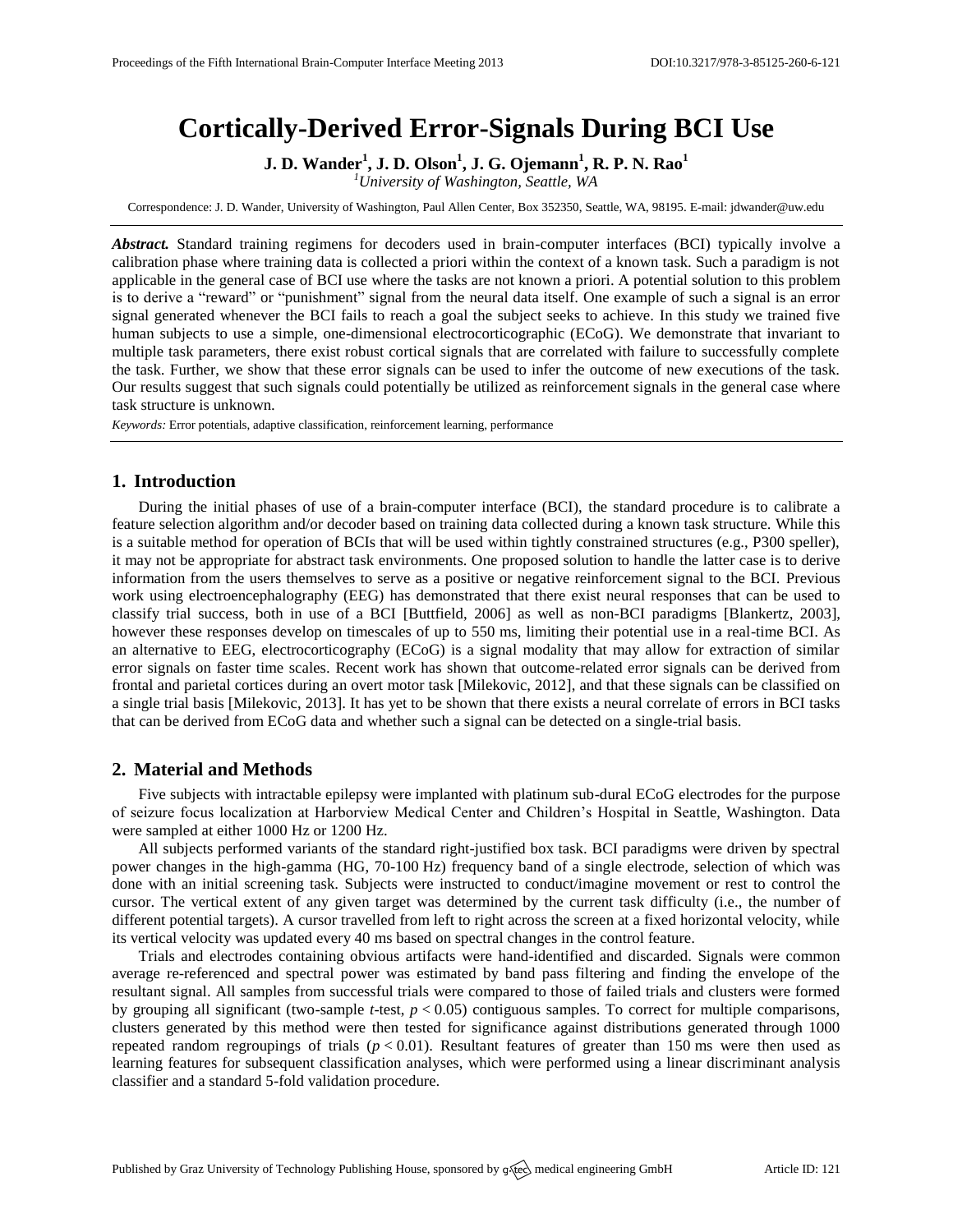# Cortically-Derived Error-Signals During BCI Use

**J. D. Wander[1], J. D. Olson[1], J. G. Ojemann[1], R. P. N. Rao[1]**

[1]*University of Washington, Seattle, WA*

Correspondence: J. D. Wander, University of Washington, Paul Allen Center, Box 352350, Seattle, WA, 98195. E-mail: jdwander@uw.edu

***Abstract.*** Standard training regimens for decoders used in brain-computer interfaces (BCI) typically involve a calibration phase where training data is collected a priori within the context of a known task. Such a paradigm is not applicable in the general case of BCI use where the tasks are not known a priori. A potential solution to this problem is to derive a "reward" or "punishment" signal from the neural data itself. One example of such a signal is an error signal generated whenever the BCI fails to reach a goal the subject seeks to achieve. In this study we trained five human subjects to use a simple, one-dimensional electrocorticographic (ECoG). We demonstrate that invariant to multiple task parameters, there exist robust cortical signals that are correlated with failure to successfully complete the task. Further, we show that these error signals can be used to infer the outcome of new executions of the task. Our results suggest that such signals could potentially be utilized as reinforcement signals in the general case where task structure is unknown.

*Keywords:* Error potentials, adaptive classification, reinforcement learning, performance

## 1. Introduction

During the initial phases of use of a brain-computer interface (BCI), the standard procedure is to calibrate a feature selection algorithm and/or decoder based on training data collected during a known task structure. While this is a suitable method for operation of BCIs that will be used within tightly constrained structures (e.g., P300 speller), it may not be appropriate for abstract task environments. One proposed solution to handle the latter case is to derive information from the users themselves to serve as a positive or negative reinforcement signal to the BCI. Previous work using electroencephalography (EEG) has demonstrated that there exist neural responses that can be used to classify trial success, both in use of a BCI [Buttfield, 2006] as well as non-BCI paradigms [Blankertz, 2003], however these responses develop on timescales of up to 550 ms, limiting their potential use in a real-time BCI. As an alternative to EEG, electrocorticography (ECoG) is a signal modality that may allow for extraction of similar error signals on faster time scales. Recent work has shown that outcome-related error signals can be derived from frontal and parietal cortices during an overt motor task [Milekovic, 2012], and that these signals can be classified on a single trial basis [Milekovic, 2013]. It has yet to be shown that there exists a neural correlate of errors in BCI tasks that can be derived from ECoG data and whether such a signal can be detected on a single-trial basis.

## 2. Material and Methods

Five subjects with intractable epilepsy were implanted with platinum sub-dural ECoG electrodes for the purpose of seizure focus localization at Harborview Medical Center and Children's Hospital in Seattle, Washington. Data were sampled at either 1000 Hz or 1200 Hz.

All subjects performed variants of the standard right-justified box task. BCI paradigms were driven by spectral power changes in the high-gamma (HG, 70-100 Hz) frequency band of a single electrode, selection of which was done with an initial screening task. Subjects were instructed to conduct/imagine movement or rest to control the cursor. The vertical extent of any given target was determined by the current task difficulty (i.e., the number of different potential targets). A cursor travelled from left to right across the screen at a fixed horizontal velocity, while its vertical velocity was updated every 40 ms based on spectral changes in the control feature.

Trials and electrodes containing obvious artifacts were hand-identified and discarded. Signals were common average re-referenced and spectral power was estimated by band pass filtering and finding the envelope of the resultant signal. All samples from successful trials were compared to those of failed trials and clusters were formed by grouping all significant (two-sample *t*-test, $p < 0.05$) contiguous samples. To correct for multiple comparisons, clusters generated by this method were then tested for significance against distributions generated through 1000 repeated random regroupings of trials ($p < 0.01$). Resultant features of greater than 150 ms were then used as learning features for subsequent classification analyses, which were performed using a linear discriminant analysis classifier and a standard 5-fold validation procedure.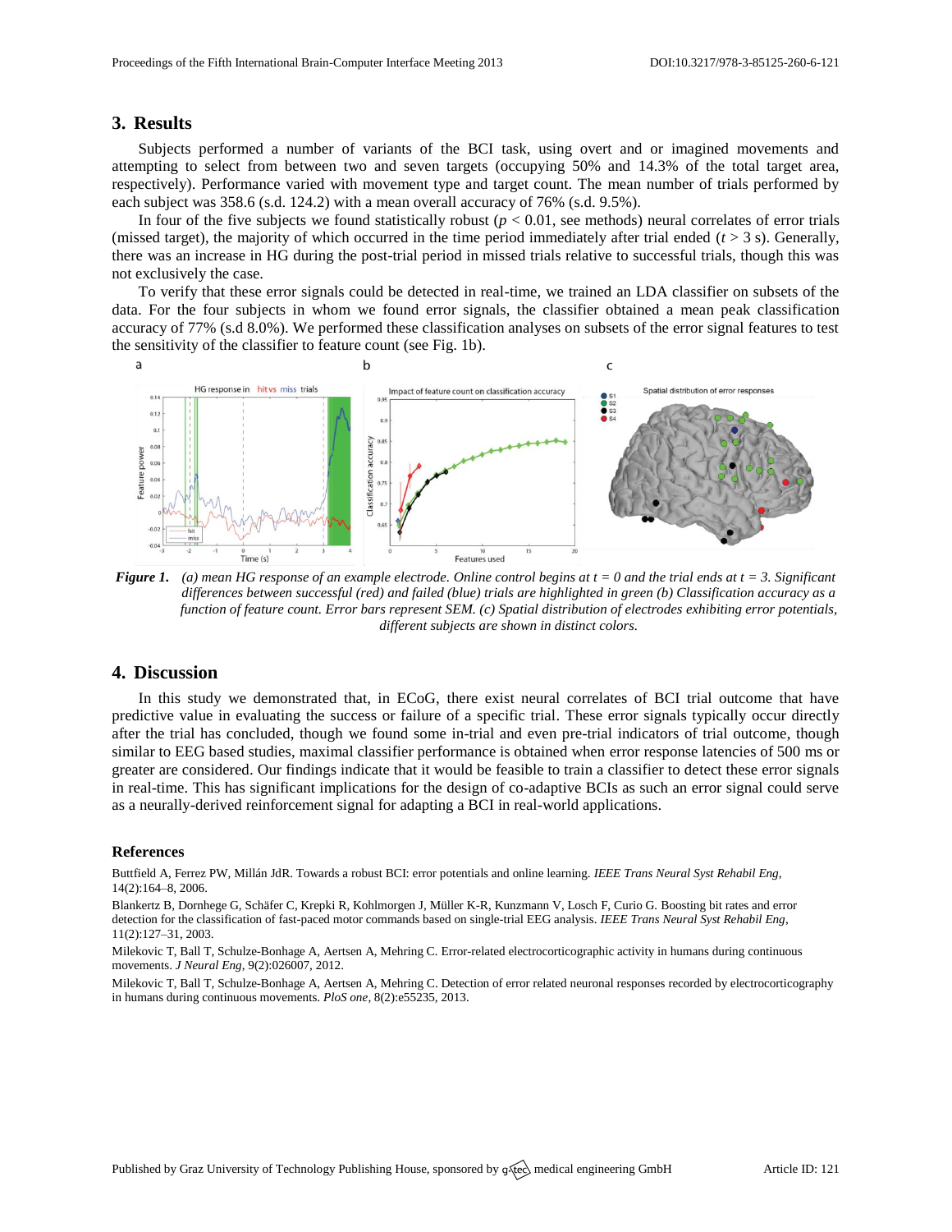## 3. Results

Subjects performed a number of variants of the BCI task, using overt and or imagined movements and attempting to select from between two and seven targets (occupying 50% and 14.3% of the total target area, respectively). Performance varied with movement type and target count. The mean number of trials performed by each subject was 358.6 (s.d. 124.2) with a mean overall accuracy of 76% (s.d. 9.5%).

In four of the five subjects we found statistically robust ($p < 0.01$, see methods) neural correlates of error trials (missed target), the majority of which occurred in the time period immediately after trial ended ($t > 3$ s). Generally, there was an increase in HG during the post-trial period in missed trials relative to successful trials, though this was not exclusively the case.

To verify that these error signals could be detected in real-time, we trained an LDA classifier on subsets of the data. For the four subjects in whom we found error signals, the classifier obtained a mean peak classification accuracy of 77% (s.d 8.0%). We performed these classification analyses on subsets of the error signal features to test the sensitivity of the classifier to feature count (see Fig. 1b).

a

HG response in hit vs miss trials

Feature power

Time (s)

hit
miss

b

Impact of feature count on classification accuracy

Classification accuracy

Features used

c

Spatial distribution of error responses

S1
S2
S3
S4

***Figure 1.*** *(a) mean HG response of an example electrode. Online control begins at t = 0 and the trial ends at t = 3. Significant differences between successful (red) and failed (blue) trials are highlighted in green (b) Classification accuracy as a function of feature count. Error bars represent SEM. (c) Spatial distribution of electrodes exhibiting error potentials, different subjects are shown in distinct colors.*

## 4. Discussion

In this study we demonstrated that, in ECoG, there exist neural correlates of BCI trial outcome that have predictive value in evaluating the success or failure of a specific trial. These error signals typically occur directly after the trial has concluded, though we found some in-trial and even pre-trial indicators of trial outcome, though similar to EEG based studies, maximal classifier performance is obtained when error response latencies of 500 ms or greater are considered. Our findings indicate that it would be feasible to train a classifier to detect these error signals in real-time. This has significant implications for the design of co-adaptive BCIs as such an error signal could serve as a neurally-derived reinforcement signal for adapting a BCI in real-world applications.

### References

Buttfield A, Ferrez PW, Millán JdR. Towards a robust BCI: error potentials and online learning. *IEEE Trans Neural Syst Rehabil Eng*, 14(2):164–8, 2006.

Blankertz B, Dornhege G, Schäfer C, Krepki R, Kohlmorgen J, Müller K-R, Kunzmann V, Losch F, Curio G. Boosting bit rates and error detection for the classification of fast-paced motor commands based on single-trial EEG analysis. *IEEE Trans Neural Syst Rehabil Eng*, 11(2):127–31, 2003.

Milekovic T, Ball T, Schulze-Bonhage A, Aertsen A, Mehring C. Error-related electrocorticographic activity in humans during continuous movements. *J Neural Eng*, 9(2):026007, 2012.

Milekovic T, Ball T, Schulze-Bonhage A, Aertsen A, Mehring C. Detection of error related neuronal responses recorded by electrocorticography in humans during continuous movements. *PloS one*, 8(2):e55235, 2013.